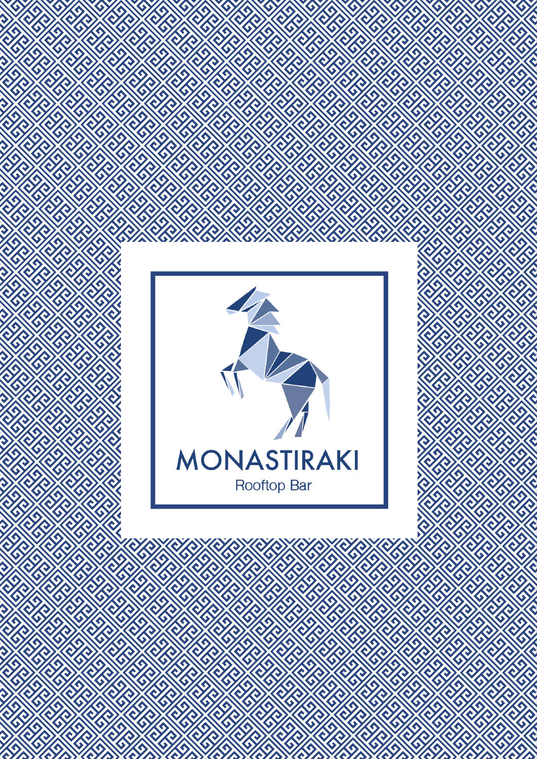# MONASTIRAKI

Rooftop Bar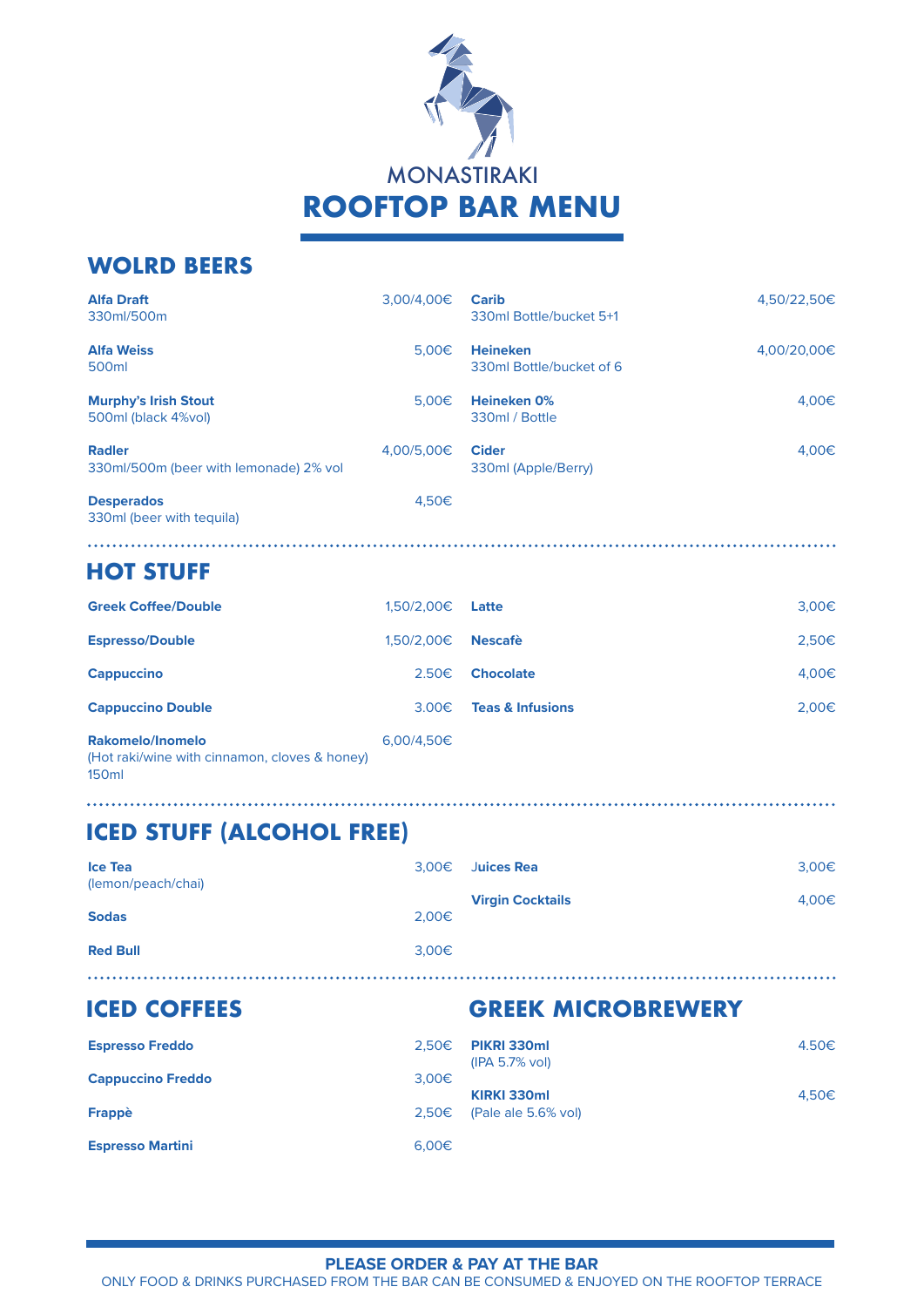MONASTIRAKI

# ROOFTOP BAR MENU

## WOLRD BEERS

**Alfa Draft** 3,00/4,00€
330ml/500m

**Alfa Weiss** 5,00€
500ml

**Murphy's Irish Stout** 5,00€
500ml (black 4%vol)

**Radler** 4,00/5,00€
330ml/500m (beer with lemonade) 2% vol

**Desperados** 4,50€
330ml (beer with tequila)

**Carib** 4,50/22,50€
330ml Bottle/bucket 5+1

**Heineken** 4,00/20,00€
330ml Bottle/bucket of 6

**Heineken 0%** 4,00€
330ml / Bottle

**Cider** 4,00€
330ml (Apple/Berry)

## HOT STUFF

**Greek Coffee/Double** 1,50/2,00€

**Espresso/Double** 1,50/2,00€

**Cappuccino** 2.50€

**Cappuccino Double** 3.00€

**Rakomelo/Inomelo** 6,00/4,50€
(Hot raki/wine with cinnamon, cloves & honey) 150ml

**Latte** 3,00€

**Nescafè** 2,50€

**Chocolate** 4,00€

**Teas & Infusions** 2,00€

## ICED STUFF (ALCOHOL FREE)

**Ice Tea** 3,00€
(lemon/peach/chai)

**Sodas** 2,00€

**Red Bull** 3,00€

**Juices Rea** 3,00€

**Virgin Cocktails** 4,00€

## ICED COFFEES

**Espresso Freddo** 2,50€

**Cappuccino Freddo** 3,00€

**Frappè** 2,50€

**Espresso Martini** 6,00€

## GREEK MICROBREWERY

**PIKRI 330ml** 4.50€
(IPA 5.7% vol)

**KIRKI 330ml** 4,50€
(Pale ale 5.6% vol)

**PLEASE ORDER & PAY AT THE BAR**

ONLY FOOD & DRINKS PURCHASED FROM THE BAR CAN BE CONSUMED & ENJOYED ON THE ROOFTOP TERRACE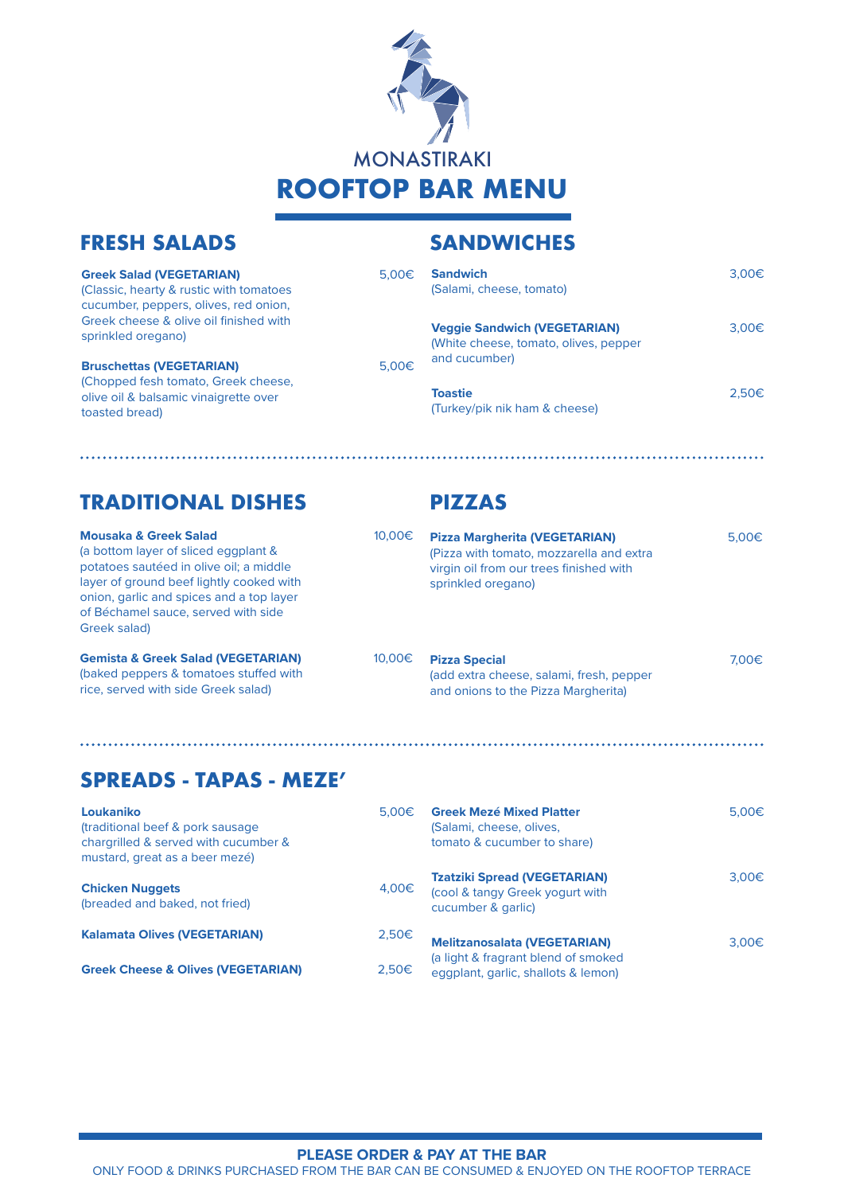MONASTIRAKI

# ROOFTOP BAR MENU

## FRESH SALADS

**Greek Salad (VEGETARIAN)** 5,00€
(Classic, hearty & rustic with tomatoes cucumber, peppers, olives, red onion, Greek cheese & olive oil finished with sprinkled oregano)

**Bruschettas (VEGETARIAN)** 5,00€
(Chopped fesh tomato, Greek cheese, olive oil & balsamic vinaigrette over toasted bread)

## SANDWICHES

**Sandwich** 3,00€
(Salami, cheese, tomato)

**Veggie Sandwich (VEGETARIAN)** 3,00€
(White cheese, tomato, olives, pepper and cucumber)

**Toastie** 2,50€
(Turkey/pik nik ham & cheese)

## TRADITIONAL DISHES

**Mousaka & Greek Salad** 10,00€
(a bottom layer of sliced eggplant & potatoes sautéed in olive oil; a middle layer of ground beef lightly cooked with onion, garlic and spices and a top layer of Béchamel sauce, served with side Greek salad)

**Gemista & Greek Salad (VEGETARIAN)** 10,00€
(baked peppers & tomatoes stuffed with rice, served with side Greek salad)

## PIZZAS

**Pizza Margherita (VEGETARIAN)** 5,00€
(Pizza with tomato, mozzarella and extra virgin oil from our trees finished with sprinkled oregano)

**Pizza Special** 7,00€
(add extra cheese, salami, fresh, pepper and onions to the Pizza Margherita)

## SPREADS - TAPAS - MEZE'

**Loukaniko** 5,00€
(traditional beef & pork sausage chargrilled & served with cucumber & mustard, great as a beer mezé)

**Chicken Nuggets** 4,00€
(breaded and baked, not fried)

**Kalamata Olives (VEGETARIAN)** 2,50€

**Greek Cheese & Olives (VEGETARIAN)** 2,50€

**Greek Mezé Mixed Platter** 5,00€
(Salami, cheese, olives, tomato & cucumber to share)

**Tzatziki Spread (VEGETARIAN)** 3,00€
(cool & tangy Greek yogurt with cucumber & garlic)

**Melitzanosalata (VEGETARIAN)** 3,00€
(a light & fragrant blend of smoked eggplant, garlic, shallots & lemon)

**PLEASE ORDER & PAY AT THE BAR**

ONLY FOOD & DRINKS PURCHASED FROM THE BAR CAN BE CONSUMED & ENJOYED ON THE ROOFTOP TERRACE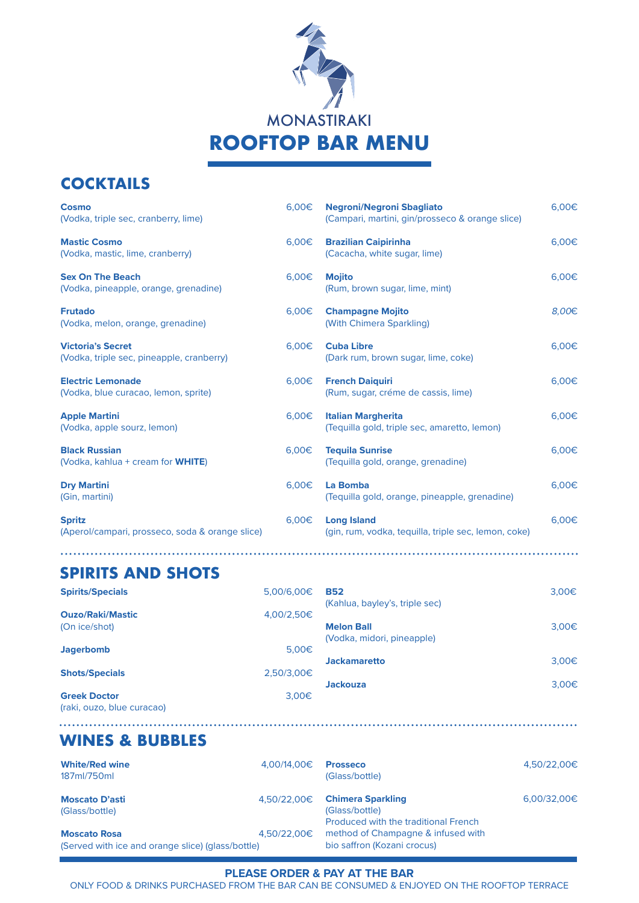MONASTIRAKI

# ROOFTOP BAR MENU

## COCKTAILS

**Cosmo** — 6,00€
(Vodka, triple sec, cranberry, lime)

**Mastic Cosmo** — 6,00€
(Vodka, mastic, lime, cranberry)

**Sex On The Beach** — 6,00€
(Vodka, pineapple, orange, grenadine)

**Frutado** — 6,00€
(Vodka, melon, orange, grenadine)

**Victoria's Secret** — 6,00€
(Vodka, triple sec, pineapple, cranberry)

**Electric Lemonade** — 6,00€
(Vodka, blue curacao, lemon, sprite)

**Apple Martini** — 6,00€
(Vodka, apple sourz, lemon)

**Black Russian** — 6,00€
(Vodka, kahlua + cream for **WHITE**)

**Dry Martini** — 6,00€
(Gin, martini)

**Spritz** — 6,00€
(Aperol/campari, prosseco, soda & orange slice)

**Negroni/Negroni Sbagliato** — 6,00€
(Campari, martini, gin/prosseco & orange slice)

**Brazilian Caipirinha** — 6,00€
(Cacacha, white sugar, lime)

**Mojito** — 6,00€
(Rum, brown sugar, lime, mint)

**Champagne Mojito** — *8,00€*
(With Chimera Sparkling)

**Cuba Libre** — 6,00€
(Dark rum, brown sugar, lime, coke)

**French Daiquiri** — 6,00€
(Rum, sugar, créme de cassis, lime)

**Italian Margherita** — 6,00€
(Tequilla gold, triple sec, amaretto, lemon)

**Tequila Sunrise** — 6,00€
(Tequilla gold, orange, grenadine)

**La Bomba** — 6,00€
(Tequilla gold, orange, pineapple, grenadine)

**Long Island** — 6,00€
(gin, rum, vodka, tequilla, triple sec, lemon, coke)

## SPIRITS AND SHOTS

**Spirits/Specials** — 5,00/6,00€

**Ouzo/Raki/Mastic** — 4,00/2,50€
(On ice/shot)

**Jagerbomb** — 5,00€

**Shots/Specials** — 2,50/3,00€

**Greek Doctor** — 3,00€
(raki, ouzo, blue curacao)

**B52** — 3,00€
(Kahlua, bayley's, triple sec)

**Melon Ball** — 3,00€
(Vodka, midori, pineapple)

**Jackamaretto** — 3,00€

**Jackouza** — 3,00€

## WINES & BUBBLES

**White/Red wine** — 4,00/14,00€
187ml/750ml

**Moscato D'asti** — 4,50/22,00€
(Glass/bottle)

**Moscato Rosa** — 4,50/22,00€
(Served with ice and orange slice) (glass/bottle)

**Prosseco** — 4,50/22,00€
(Glass/bottle)

**Chimera Sparkling** — 6,00/32,00€
(Glass/bottle)
Produced with the traditional French method of Champagne & infused with bio saffron (Kozani crocus)

**PLEASE ORDER & PAY AT THE BAR**

ONLY FOOD & DRINKS PURCHASED FROM THE BAR CAN BE CONSUMED & ENJOYED ON THE ROOFTOP TERRACE